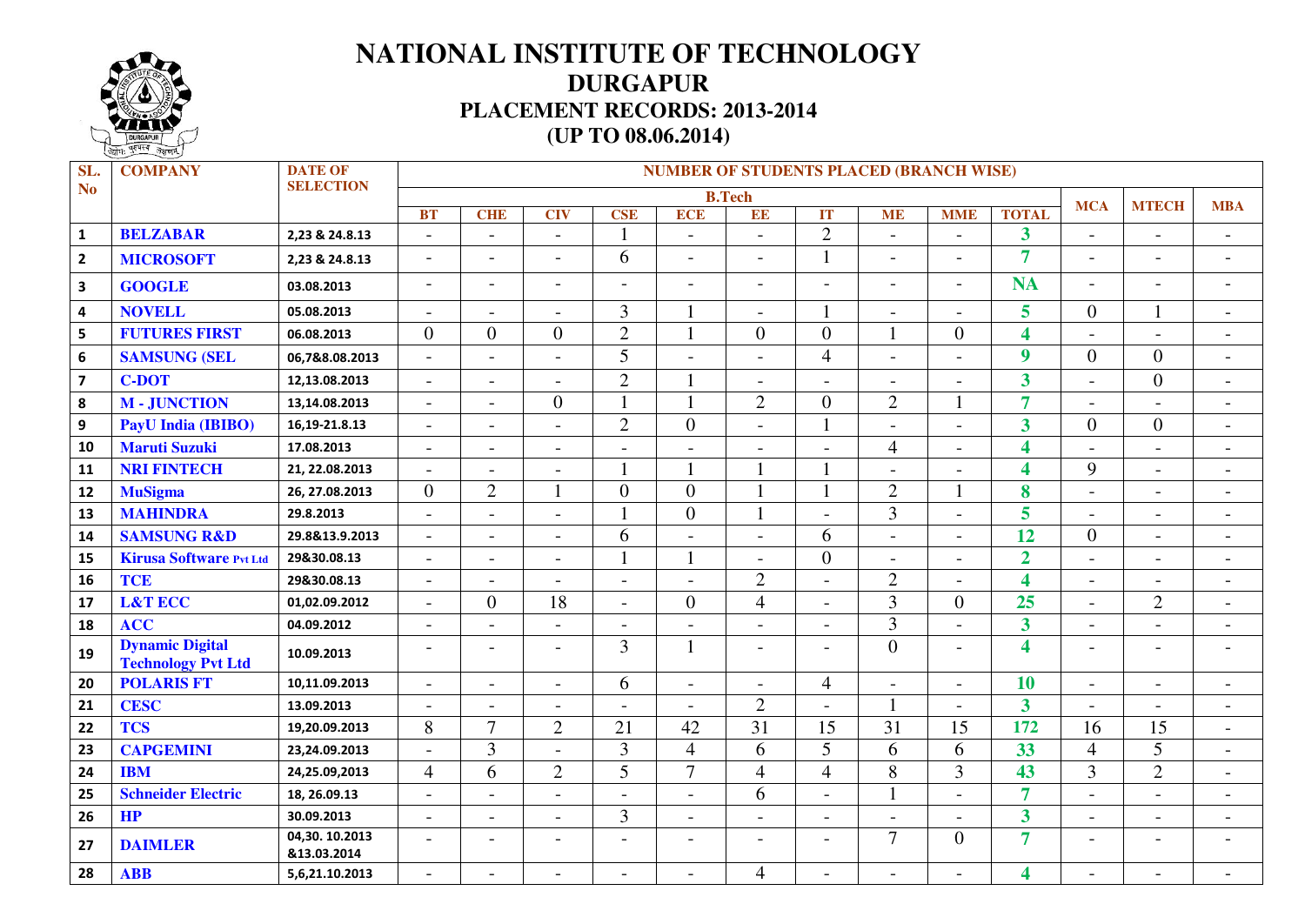# NATIONAL INSTITUTE OF TECHNOLOGY
## DURGAPUR
### PLACEMENT RECORDS: 2013-2014
### (UP TO 08.06.2014)

| SL. No | COMPANY | DATE OF SELECTION | NUMBER OF STUDENTS PLACED (BRANCH WISE) | | | | | | | | | | | | |
|---|---|---|---|---|---|---|---|---|---|---|---|---|---|---|
| | | | B.Tech | | | | | | | | | | MCA | MTECH | MBA |
| | | | BT | CHE | CIV | CSE | ECE | EE | IT | ME | MME | TOTAL | | | |
| 1 | BELZABAR | 2,23 & 24.8.13 | - | - | - | 1 | - | - | 2 | - | - | 3 | - | - | - |
| 2 | MICROSOFT | 2,23 & 24.8.13 | - | - | - | 6 | - | - | 1 | - | - | 7 | - | - | - |
| 3 | GOOGLE | 03.08.2013 | - | - | - | - | - | - | - | - | - | NA | - | - | - |
| 4 | NOVELL | 05.08.2013 | - | - | - | 3 | 1 | - | 1 | - | - | 5 | 0 | 1 | - |
| 5 | FUTURES FIRST | 06.08.2013 | 0 | 0 | 0 | 2 | 1 | 0 | 0 | 1 | 0 | 4 | - | - | - |
| 6 | SAMSUNG (SEL | 06,7&8.08.2013 | - | - | - | 5 | - | - | 4 | - | - | 9 | 0 | 0 | - |
| 7 | C-DOT | 12,13.08.2013 | - | - | - | 2 | 1 | - | - | - | - | 3 | - | 0 | - |
| 8 | M - JUNCTION | 13,14.08.2013 | - | - | 0 | 1 | 1 | 2 | 0 | 2 | 1 | 7 | - | - | - |
| 9 | PayU India (IBIBO) | 16,19-21.8.13 | - | - | - | 2 | 0 | - | 1 | - | - | 3 | 0 | 0 | - |
| 10 | Maruti Suzuki | 17.08.2013 | - | - | - | - | - | - | - | 4 | - | 4 | - | - | - |
| 11 | NRI FINTECH | 21, 22.08.2013 | - | - | - | 1 | 1 | 1 | 1 | - | - | 4 | 9 | - | - |
| 12 | MuSigma | 26, 27.08.2013 | 0 | 2 | 1 | 0 | 0 | 1 | 1 | 2 | 1 | 8 | - | - | - |
| 13 | MAHINDRA | 29.8.2013 | - | - | - | 1 | 0 | 1 | - | 3 | - | 5 | - | - | - |
| 14 | SAMSUNG R&D | 29.8&13.9.2013 | - | - | - | 6 | - | - | 6 | - | - | 12 | 0 | - | - |
| 15 | Kirusa Software Pvt Ltd | 29&30.08.13 | - | - | - | 1 | 1 | - | 0 | - | - | 2 | - | - | - |
| 16 | TCE | 29&30.08.13 | - | - | - | - | - | 2 | - | 2 | - | 4 | - | - | - |
| 17 | L&T ECC | 01,02.09.2012 | - | 0 | 18 | - | 0 | 4 | - | 3 | 0 | 25 | - | 2 | - |
| 18 | ACC | 04.09.2012 | - | - | - | - | - | - | - | 3 | - | 3 | - | - | - |
| 19 | Dynamic Digital Technology Pvt Ltd | 10.09.2013 | - | - | - | 3 | 1 | - | - | 0 | - | 4 | - | - | - |
| 20 | POLARIS FT | 10,11.09.2013 | - | - | - | 6 | - | - | 4 | - | - | 10 | - | - | - |
| 21 | CESC | 13.09.2013 | - | - | - | - | - | 2 | - | 1 | - | 3 | - | - | - |
| 22 | TCS | 19,20.09.2013 | 8 | 7 | 2 | 21 | 42 | 31 | 15 | 31 | 15 | 172 | 16 | 15 | - |
| 23 | CAPGEMINI | 23,24.09.2013 | - | 3 | - | 3 | 4 | 6 | 5 | 6 | 6 | 33 | 4 | 5 | - |
| 24 | IBM | 24,25.09,2013 | 4 | 6 | 2 | 5 | 7 | 4 | 4 | 8 | 3 | 43 | 3 | 2 | - |
| 25 | Schneider Electric | 18, 26.09.13 | - | - | - | - | - | 6 | - | 1 | - | 7 | - | - | - |
| 26 | HP | 30.09.2013 | - | - | - | 3 | - | - | - | - | - | 3 | - | - | - |
| 27 | DAIMLER | 04,30. 10.2013 &13.03.2014 | - | - | - | - | - | - | - | 7 | 0 | 7 | - | - | - |
| 28 | ABB | 5,6,21.10.2013 | - | - | - | - | - | 4 | - | - | - | 4 | - | - | - |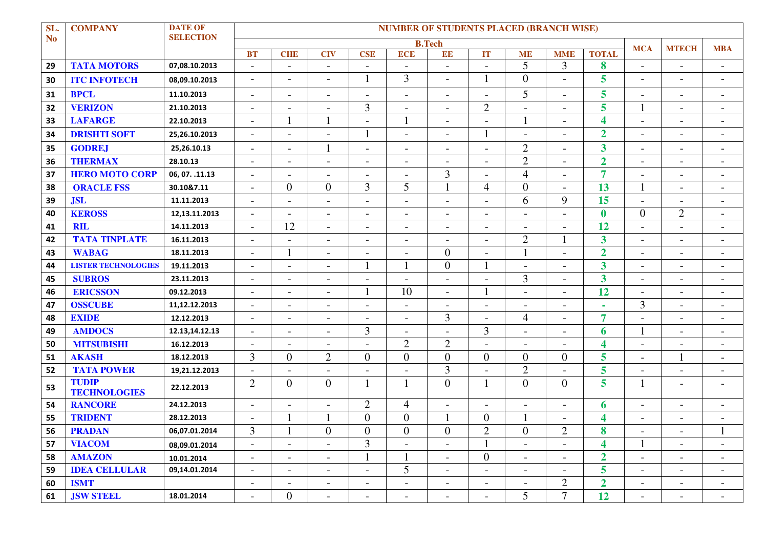| SL. No | COMPANY | DATE OF SELECTION | NUMBER OF STUDENTS PLACED (BRANCH WISE) | | | | | | | | | | | | |
|---|---|---|---|---|---|---|---|---|---|---|---|---|---|---|---|
| | | | B.Tech | | | | | | | | | | MCA | MTECH | MBA |
| | | | BT | CHE | CIV | CSE | ECE | EE | IT | ME | MME | TOTAL | | | |
| 29 | TATA MOTORS | 07,08.10.2013 | - | - | - | - | - | - | - | 5 | 3 | 8 | - | - | - |
| 30 | ITC INFOTECH | 08,09.10.2013 | - | - | - | 1 | 3 | - | 1 | 0 | - | 5 | - | - | - |
| 31 | BPCL | 11.10.2013 | - | - | - | - | - | - | - | 5 | - | 5 | - | - | - |
| 32 | VERIZON | 21.10.2013 | - | - | - | 3 | - | - | 2 | - | - | 5 | 1 | - | - |
| 33 | LAFARGE | 22.10.2013 | - | 1 | 1 | - | 1 | - | - | 1 | - | 4 | - | - | - |
| 34 | DRISHTI SOFT | 25,26.10.2013 | - | - | - | 1 | - | - | 1 | - | - | 2 | - | - | - |
| 35 | GODREJ | 25,26.10.13 | - | - | 1 | - | - | - | - | 2 | - | 3 | - | - | - |
| 36 | THERMAX | 28.10.13 | - | - | - | - | - | - | - | 2 | - | 2 | - | - | - |
| 37 | HERO MOTO CORP | 06, 07. .11.13 | - | - | - | - | - | 3 | - | 4 | - | 7 | - | - | - |
| 38 | ORACLE FSS | 30.10&7.11 | - | 0 | 0 | 3 | 5 | 1 | 4 | 0 | - | 13 | 1 | - | - |
| 39 | JSL | 11.11.2013 | - | - | - | - | - | - | - | 6 | 9 | 15 | - | - | - |
| 40 | KEROSS | 12,13.11.2013 | - | - | - | - | - | - | - | - | - | 0 | 0 | 2 | - |
| 41 | RIL | 14.11.2013 | - | 12 | - | - | - | - | - | - | - | 12 | - | - | - |
| 42 | TATA TINPLATE | 16.11.2013 | - | - | - | - | - | - | - | 2 | 1 | 3 | - | - | - |
| 43 | WABAG | 18.11.2013 | - | 1 | - | - | - | 0 | - | 1 | - | 2 | - | - | - |
| 44 | LISTER TECHNOLOGIES | 19.11.2013 | - | - | - | 1 | 1 | 0 | 1 | - | - | 3 | - | - | - |
| 45 | SUBROS | 23.11.2013 | - | - | - | - | - | - | - | 3 | - | 3 | - | - | - |
| 46 | ERICSSON | 09.12.2013 | - | - | - | 1 | 10 | - | 1 | - | - | 12 | - | - | - |
| 47 | OSSCUBE | 11,12,12.2013 | - | - | - | - | - | - | - | - | - | - | 3 | - | - |
| 48 | EXIDE | 12.12.2013 | - | - | - | - | - | 3 | - | 4 | - | 7 | - | - | - |
| 49 | AMDOCS | 12.13,14.12.13 | - | - | - | 3 | - | - | 3 | - | - | 6 | 1 | - | - |
| 50 | MITSUBISHI | 16.12.2013 | - | - | - | - | 2 | 2 | - | - | - | 4 | - | - | - |
| 51 | AKASH | 18.12.2013 | 3 | 0 | 2 | 0 | 0 | 0 | 0 | 0 | 0 | 5 | - | 1 | - |
| 52 | TATA POWER | 19,21.12.2013 | - | - | - | - | - | 3 | - | 2 | - | 5 | - | - | - |
| 53 | TUDIP TECHNOLOGIES | 22.12.2013 | 2 | 0 | 0 | 1 | 1 | 0 | 1 | 0 | 0 | 5 | 1 | - | - |
| 54 | RANCORE | 24.12.2013 | - | - | - | 2 | 4 | - | - | - | - | 6 | - | - | - |
| 55 | TRIDENT | 28.12.2013 | - | 1 | 1 | 0 | 0 | 1 | 0 | 1 | - | 4 | - | - | - |
| 56 | PRADAN | 06,07.01.2014 | 3 | 1 | 0 | 0 | 0 | 0 | 2 | 0 | 2 | 8 | - | - | 1 |
| 57 | VIACOM | 08,09.01.2014 | - | - | - | 3 | - | - | 1 | - | - | 4 | 1 | - | - |
| 58 | AMAZON | 10.01.2014 | - | - | - | 1 | 1 | - | 0 | - | - | 2 | - | - | - |
| 59 | IDEA CELLULAR | 09,14.01.2014 | - | - | - | - | 5 | - | - | - | - | 5 | - | - | - |
| 60 | ISMT | | - | - | - | - | - | - | - | - | 2 | 2 | - | - | - |
| 61 | JSW STEEL | 18.01.2014 | - | 0 | - | - | - | - | - | 5 | 7 | 12 | - | - | - |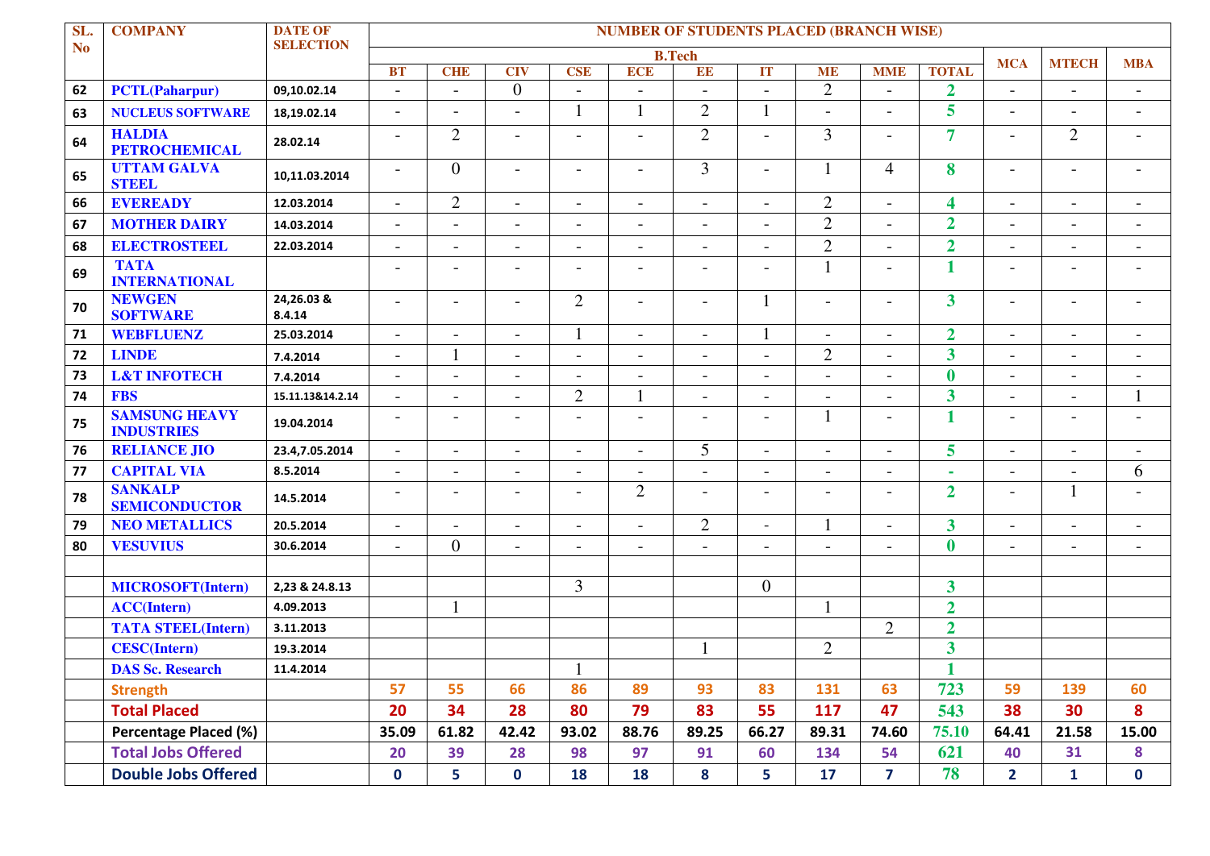| SL. No | COMPANY | DATE OF SELECTION | NUMBER OF STUDENTS PLACED (BRANCH WISE) | | | | | | | | | | | | |
|---|---|---|---|---|---|---|---|---|---|---|---|---|---|---|---|
| | | | B.Tech | | | | | | | | | | MCA | MTECH | MBA |
| | | | BT | CHE | CIV | CSE | ECE | EE | IT | ME | MME | TOTAL | | | |
| 62 | PCTL(Paharpur) | 09,10.02.14 | - | - | 0 | - | - | - | - | 2 | - | 2 | - | - | - |
| 63 | NUCLEUS SOFTWARE | 18,19.02.14 | - | - | - | 1 | 1 | 2 | 1 | - | - | 5 | - | - | - |
| 64 | HALDIA PETROCHEMICAL | 28.02.14 | - | 2 | - | - | - | 2 | - | 3 | - | 7 | - | 2 | - |
| 65 | UTTAM GALVA STEEL | 10,11.03.2014 | - | 0 | - | - | - | 3 | - | 1 | 4 | 8 | - | - | - |
| 66 | EVEREADY | 12.03.2014 | - | 2 | - | - | - | - | - | 2 | - | 4 | - | - | - |
| 67 | MOTHER DAIRY | 14.03.2014 | - | - | - | - | - | - | - | 2 | - | 2 | - | - | - |
| 68 | ELECTROSTEEL | 22.03.2014 | - | - | - | - | - | - | - | 2 | - | 2 | - | - | - |
| 69 | TATA INTERNATIONAL | | - | - | - | - | - | - | - | 1 | - | 1 | - | - | - |
| 70 | NEWGEN SOFTWARE | 24,26.03 & 8.4.14 | - | - | - | 2 | - | - | 1 | - | - | 3 | - | - | - |
| 71 | WEBFLUENZ | 25.03.2014 | - | - | - | 1 | - | - | 1 | - | - | 2 | - | - | - |
| 72 | LINDE | 7.4.2014 | - | 1 | - | - | - | - | - | 2 | - | 3 | - | - | - |
| 73 | L&T INFOTECH | 7.4.2014 | - | - | - | - | - | - | - | - | - | 0 | - | - | - |
| 74 | FBS | 15.11.13&14.2.14 | - | - | - | 2 | 1 | - | - | - | - | 3 | - | - | 1 |
| 75 | SAMSUNG HEAVY INDUSTRIES | 19.04.2014 | - | - | - | - | - | - | - | 1 | - | 1 | - | - | - |
| 76 | RELIANCE JIO | 23.4,7.05.2014 | - | - | - | - | - | 5 | - | - | - | 5 | - | - | - |
| 77 | CAPITAL VIA | 8.5.2014 | - | - | - | - | - | - | - | - | - | - | - | - | 6 |
| 78 | SANKALP SEMICONDUCTOR | 14.5.2014 | - | - | - | - | 2 | - | - | - | - | 2 | - | 1 | - |
| 79 | NEO METALLICS | 20.5.2014 | - | - | - | - | - | 2 | - | 1 | - | 3 | - | - | - |
| 80 | VESUVIUS | 30.6.2014 | - | 0 | - | - | - | - | - | - | - | 0 | - | - | - |
| | | | | | | | | | | | | | | | |
| | MICROSOFT(Intern) | 2,23 & 24.8.13 | | | | 3 | | | 0 | | | 3 | | | |
| | ACC(Intern) | 4.09.2013 | | 1 | | | | | | 1 | | 2 | | | |
| | TATA STEEL(Intern) | 3.11.2013 | | | | | | | | | 2 | 2 | | | |
| | CESC(Intern) | 19.3.2014 | | | | | | 1 | | 2 | | 3 | | | |
| | DAS Sc. Research | 11.4.2014 | | | | 1 | | | | | | 1 | | | |
| | Strength | | 57 | 55 | 66 | 86 | 89 | 93 | 83 | 131 | 63 | 723 | 59 | 139 | 60 |
| | Total Placed | | 20 | 34 | 28 | 80 | 79 | 83 | 55 | 117 | 47 | 543 | 38 | 30 | 8 |
| | Percentage Placed (%) | | 35.09 | 61.82 | 42.42 | 93.02 | 88.76 | 89.25 | 66.27 | 89.31 | 74.60 | 75.10 | 64.41 | 21.58 | 15.00 |
| | Total Jobs Offered | | 20 | 39 | 28 | 98 | 97 | 91 | 60 | 134 | 54 | 621 | 40 | 31 | 8 |
| | Double Jobs Offered | | 0 | 5 | 0 | 18 | 18 | 8 | 5 | 17 | 7 | 78 | 2 | 1 | 0 |